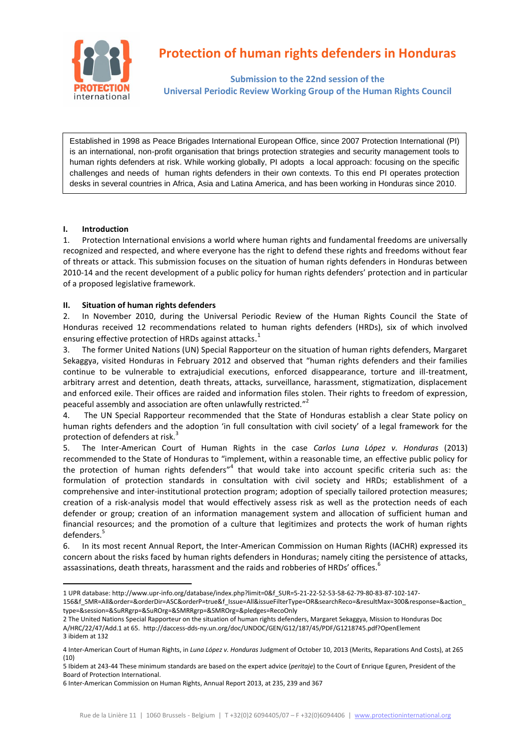# Protection of human rights defenders in Honduras

**Submission to the 22nd session of the Universal Periodic Review Working Group of the Human Rights Council**

> Established in 1998 as Peace Brigades International European Office, since 2007 Protection International (PI) is an international, non-profit organisation that brings protection strategies and security management tools to human rights defenders at risk. While working globally, PI adopts a local approach: focusing on the specific challenges and needs of human rights defenders in their own contexts. To this end PI operates protection desks in several countries in Africa, Asia and Latina America, and has been working in Honduras since 2010.

## I. Introduction

1. Protection International envisions a world where human rights and fundamental freedoms are universally recognized and respected, and where everyone has the right to defend these rights and freedoms without fear of threats or attack. This submission focuses on the situation of human rights defenders in Honduras between 2010-14 and the recent development of a public policy for human rights defenders' protection and in particular of a proposed legislative framework.

## II. Situation of human rights defenders

2. In November 2010, during the Universal Periodic Review of the Human Rights Council the State of Honduras received 12 recommendations related to human rights defenders (HRDs), six of which involved ensuring effective protection of HRDs against attacks.[1]

3. The former United Nations (UN) Special Rapporteur on the situation of human rights defenders, Margaret Sekaggya, visited Honduras in February 2012 and observed that "human rights defenders and their families continue to be vulnerable to extrajudicial executions, enforced disappearance, torture and ill-treatment, arbitrary arrest and detention, death threats, attacks, surveillance, harassment, stigmatization, displacement and enforced exile. Their offices are raided and information files stolen. Their rights to freedom of expression, peaceful assembly and association are often unlawfully restricted."[2]

4. The UN Special Rapporteur recommended that the State of Honduras establish a clear State policy on human rights defenders and the adoption 'in full consultation with civil society' of a legal framework for the protection of defenders at risk.[3]

5. The Inter-American Court of Human Rights in the case *Carlos Luna López v. Honduras* (2013) recommended to the State of Honduras to "implement, within a reasonable time, an effective public policy for the protection of human rights defenders"[4] that would take into account specific criteria such as: the formulation of protection standards in consultation with civil society and HRDs; establishment of a comprehensive and inter-institutional protection program; adoption of specially tailored protection measures; creation of a risk-analysis model that would effectively assess risk as well as the protection needs of each defender or group; creation of an information management system and allocation of sufficient human and financial resources; and the promotion of a culture that legitimizes and protects the work of human rights defenders.[5]

6. In its most recent Annual Report, the Inter-American Commission on Human Rights (IACHR) expressed its concern about the risks faced by human rights defenders in Honduras; namely citing the persistence of attacks, assassinations, death threats, harassment and the raids and robberies of HRDs' offices.[6]

---

1 UPR database: http://www.upr-info.org/database/index.php?limit=0&f_SUR=5-21-22-52-53-58-62-79-80-83-87-102-147-156&f_SMR=All&order=&orderDir=ASC&orderP=true&f_Issue=All&issueFilterType=OR&searchReco=&resultMax=300&response=&action_type=&session=&SuRRgrp=&SuROrg=&SMRRgrp=&SMROrg=&pledges=RecoOnly

2 The United Nations Special Rapporteur on the situation of human rights defenders, Margaret Sekaggya, Mission to Honduras Doc A/HRC/22/47/Add.1 at 65. http://daccess-dds-ny.un.org/doc/UNDOC/GEN/G12/187/45/PDF/G1218745.pdf?OpenElement

3 ibidem at 132

4 Inter-American Court of Human Rights, in *Luna López v. Honduras* Judgment of October 10, 2013 (Merits, Reparations And Costs), at 265 (10)

5 Ibidem at 243-44 These minimum standards are based on the expert advice (*peritaje*) to the Court of Enrique Eguren, President of the Board of Protection International.

6 Inter-American Commission on Human Rights, Annual Report 2013, at 235, 239 and 367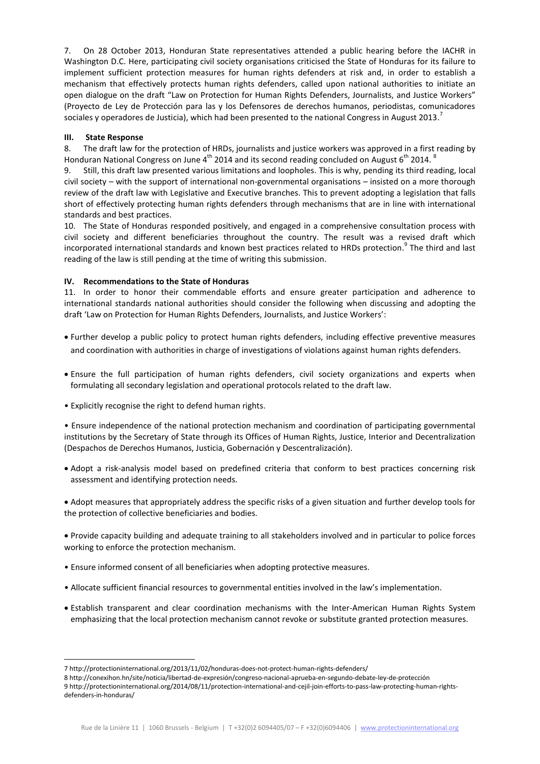7. On 28 October 2013, Honduran State representatives attended a public hearing before the IACHR in Washington D.C. Here, participating civil society organisations criticised the State of Honduras for its failure to implement sufficient protection measures for human rights defenders at risk and, in order to establish a mechanism that effectively protects human rights defenders, called upon national authorities to initiate an open dialogue on the draft "Law on Protection for Human Rights Defenders, Journalists, and Justice Workers" (Proyecto de Ley de Protección para las y los Defensores de derechos humanos, periodistas, comunicadores sociales y operadores de Justicia), which had been presented to the national Congress in August 2013.[7]

## III. State Response

8. The draft law for the protection of HRDs, journalists and justice workers was approved in a first reading by Honduran National Congress on June 4th 2014 and its second reading concluded on August 6th 2014. [8]

9. Still, this draft law presented various limitations and loopholes. This is why, pending its third reading, local civil society – with the support of international non-governmental organisations – insisted on a more thorough review of the draft law with Legislative and Executive branches. This to prevent adopting a legislation that falls short of effectively protecting human rights defenders through mechanisms that are in line with international standards and best practices.

10. The State of Honduras responded positively, and engaged in a comprehensive consultation process with civil society and different beneficiaries throughout the country. The result was a revised draft which incorporated international standards and known best practices related to HRDs protection.[9] The third and last reading of the law is still pending at the time of writing this submission.

## IV. Recommendations to the State of Honduras

11. In order to honor their commendable efforts and ensure greater participation and adherence to international standards national authorities should consider the following when discussing and adopting the draft 'Law on Protection for Human Rights Defenders, Journalists, and Justice Workers':

- Further develop a public policy to protect human rights defenders, including effective preventive measures and coordination with authorities in charge of investigations of violations against human rights defenders.
- Ensure the full participation of human rights defenders, civil society organizations and experts when formulating all secondary legislation and operational protocols related to the draft law.
- Explicitly recognise the right to defend human rights.
- Ensure independence of the national protection mechanism and coordination of participating governmental institutions by the Secretary of State through its Offices of Human Rights, Justice, Interior and Decentralization (Despachos de Derechos Humanos, Justicia, Gobernación y Descentralización).
- Adopt a risk-analysis model based on predefined criteria that conform to best practices concerning risk assessment and identifying protection needs.
- Adopt measures that appropriately address the specific risks of a given situation and further develop tools for the protection of collective beneficiaries and bodies.
- Provide capacity building and adequate training to all stakeholders involved and in particular to police forces working to enforce the protection mechanism.
- Ensure informed consent of all beneficiaries when adopting protective measures.
- Allocate sufficient financial resources to governmental entities involved in the law's implementation.
- Establish transparent and clear coordination mechanisms with the Inter-American Human Rights System emphasizing that the local protection mechanism cannot revoke or substitute granted protection measures.

---

7 http://protectioninternational.org/2013/11/02/honduras-does-not-protect-human-rights-defenders/

8 http://conexihon.hn/site/noticia/libertad-de-expresión/congreso-nacional-aprueba-en-segundo-debate-ley-de-protección

9 http://protectioninternational.org/2014/08/11/protection-international-and-cejil-join-efforts-to-pass-law-protecting-human-rights-defenders-in-honduras/